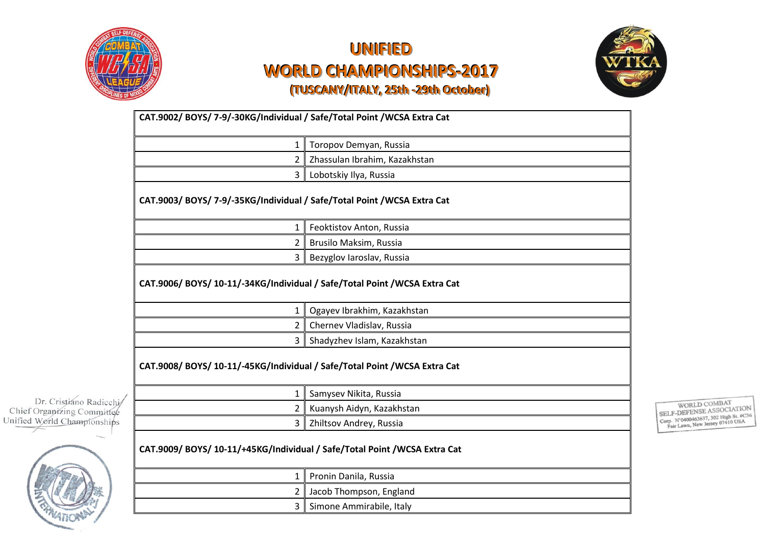# UNIFIED

# WORLD CHAMPIONSHIPS-2017

## (TUSCANY/ITALY, 25th -29th October)

| CAT.9002/ BOYS/ 7-9/-30KG/Individual / Safe/Total Point /WCSA Extra Cat | |
|---|---|
| 1 | Toropov Demyan, Russia |
| 2 | Zhassulan Ibrahim, Kazakhstan |
| 3 | Lobotskiy Ilya, Russia |
| **CAT.9003/ BOYS/ 7-9/-35KG/Individual / Safe/Total Point /WCSA Extra Cat** | |
| 1 | Feoktistov Anton, Russia |
| 2 | Brusilo Maksim, Russia |
| 3 | Bezyglov Iaroslav, Russia |
| **CAT.9006/ BOYS/ 10-11/-34KG/Individual / Safe/Total Point /WCSA Extra Cat** | |
| 1 | Ogayev Ibrakhim, Kazakhstan |
| 2 | Chernev Vladislav, Russia |
| 3 | Shadyzhev Islam, Kazakhstan |
| **CAT.9008/ BOYS/ 10-11/-45KG/Individual / Safe/Total Point /WCSA Extra Cat** | |
| 1 | Samysev Nikita, Russia |
| 2 | Kuanysh Aidyn, Kazakhstan |
| 3 | Zhiltsov Andrey, Russia |
| **CAT.9009/ BOYS/ 10-11/+45KG/Individual / Safe/Total Point /WCSA Extra Cat** | |
| 1 | Pronin Danila, Russia |
| 2 | Jacob Thompson, England |
| 3 | Simone Ammirabile, Italy |

Dr. Cristiano Radicchi
Chief Organizing Committee
Unified World Championships

WORLD COMBAT SELF-DEFENSE ASSOCIATION
Corp. N°0400463637, 302 High St. #C36
Fair Lawn, New Jersey 07410 USA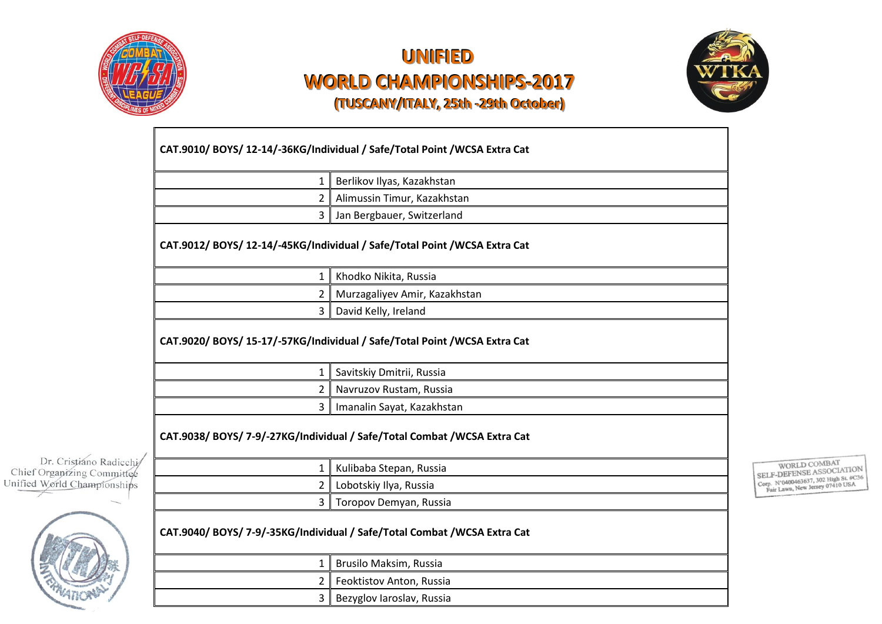# UNIFIED WORLD CHAMPIONSHIPS-2017

**(TUSCANY/ITALY, 25th -29th October)**

| CAT.9010/ BOYS/ 12-14/-36KG/Individual / Safe/Total Point /WCSA Extra Cat | |
|---|---|
| 1 | Berlikov Ilyas, Kazakhstan |
| 2 | Alimussin Timur, Kazakhstan |
| 3 | Jan Bergbauer, Switzerland |
| **CAT.9012/ BOYS/ 12-14/-45KG/Individual / Safe/Total Point /WCSA Extra Cat** | |
| 1 | Khodko Nikita, Russia |
| 2 | Murzagaliyev Amir, Kazakhstan |
| 3 | David Kelly, Ireland |
| **CAT.9020/ BOYS/ 15-17/-57KG/Individual / Safe/Total Point /WCSA Extra Cat** | |
| 1 | Savitskiy Dmitrii, Russia |
| 2 | Navruzov Rustam, Russia |
| 3 | Imanalin Sayat, Kazakhstan |
| **CAT.9038/ BOYS/ 7-9/-27KG/Individual / Safe/Total Combat /WCSA Extra Cat** | |
| 1 | Kulibaba Stepan, Russia |
| 2 | Lobotskiy Ilya, Russia |
| 3 | Toropov Demyan, Russia |
| **CAT.9040/ BOYS/ 7-9/-35KG/Individual / Safe/Total Combat /WCSA Extra Cat** | |
| 1 | Brusilo Maksim, Russia |
| 2 | Feoktistov Anton, Russia |
| 3 | Bezyglov Iaroslav, Russia |

Dr. Cristiano Radicchi
Chief Organizing Committee
Unified World Championships

WORLD COMBAT SELF-DEFENSE ASSOCIATION
Corp. N°0400463637, 302 High St. #C36
Fair Lawn, New Jersey 07410 USA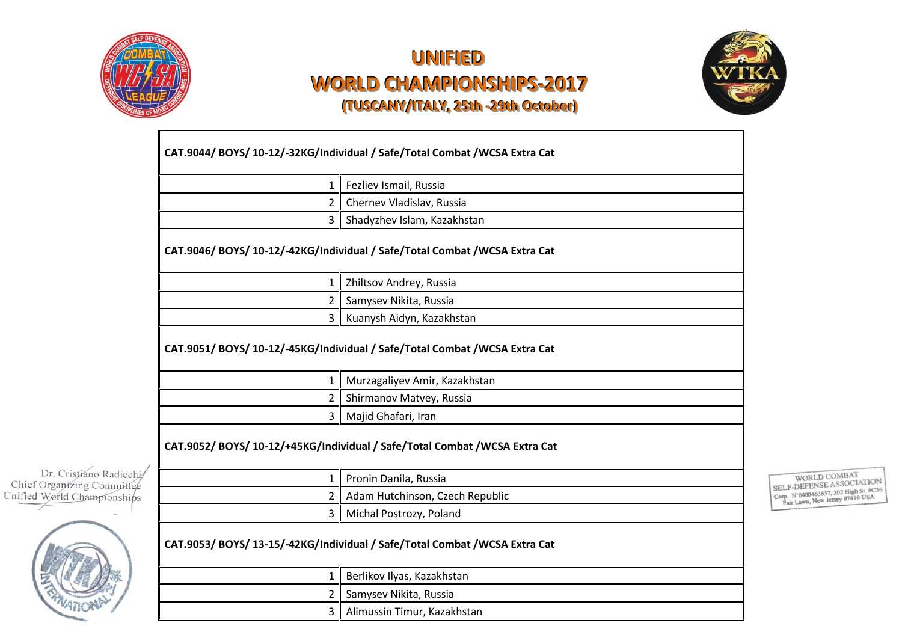# UNIFIED WORLD CHAMPIONSHIPS-2017

## (TUSCANY/ITALY, 25th -29th October)

| CAT.9044/ BOYS/ 10-12/-32KG/Individual / Safe/Total Combat /WCSA Extra Cat | |
|---|---|
| 1 | Fezliev Ismail, Russia |
| 2 | Chernev Vladislav, Russia |
| 3 | Shadyzhev Islam, Kazakhstan |
| **CAT.9046/ BOYS/ 10-12/-42KG/Individual / Safe/Total Combat /WCSA Extra Cat** | |
| 1 | Zhiltsov Andrey, Russia |
| 2 | Samysev Nikita, Russia |
| 3 | Kuanysh Aidyn, Kazakhstan |
| **CAT.9051/ BOYS/ 10-12/-45KG/Individual / Safe/Total Combat /WCSA Extra Cat** | |
| 1 | Murzagaliyev Amir, Kazakhstan |
| 2 | Shirmanov Matvey, Russia |
| 3 | Majid Ghafari, Iran |
| **CAT.9052/ BOYS/ 10-12/+45KG/Individual / Safe/Total Combat /WCSA Extra Cat** | |
| 1 | Pronin Danila, Russia |
| 2 | Adam Hutchinson, Czech Republic |
| 3 | Michal Postrozy, Poland |
| **CAT.9053/ BOYS/ 13-15/-42KG/Individual / Safe/Total Combat /WCSA Extra Cat** | |
| 1 | Berlikov Ilyas, Kazakhstan |
| 2 | Samysev Nikita, Russia |
| 3 | Alimussin Timur, Kazakhstan |

Dr. Cristiano Radicchi
Chief Organizing Committee
Unified World Championships

WORLD COMBAT SELF-DEFENSE ASSOCIATION
Corp. N°0400463637, 302 High St. #C36
Fair Lawn, New Jersey 07410 USA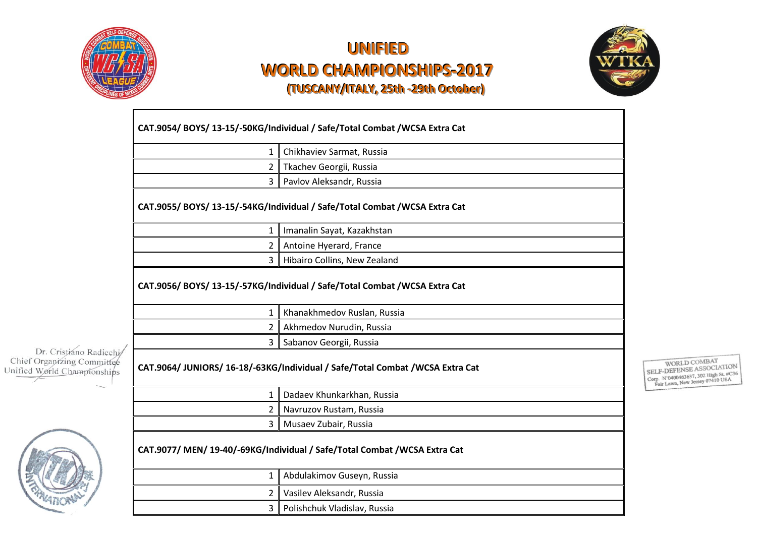# UNIFIED
# WORLD CHAMPIONSHIPS-2017
## (TUSCANY/ITALY, 25th -29th October)

| CAT.9054/ BOYS/ 13-15/-50KG/Individual / Safe/Total Combat /WCSA Extra Cat | |
|---|---|
| 1 | Chikhaviev Sarmat, Russia |
| 2 | Tkachev Georgii, Russia |
| 3 | Pavlov Aleksandr, Russia |

| CAT.9055/ BOYS/ 13-15/-54KG/Individual / Safe/Total Combat /WCSA Extra Cat | |
|---|---|
| 1 | Imanalin Sayat, Kazakhstan |
| 2 | Antoine Hyerard, France |
| 3 | Hibairo Collins, New Zealand |

| CAT.9056/ BOYS/ 13-15/-57KG/Individual / Safe/Total Combat /WCSA Extra Cat | |
|---|---|
| 1 | Khanakhmedov Ruslan, Russia |
| 2 | Akhmedov Nurudin, Russia |
| 3 | Sabanov Georgii, Russia |

| CAT.9064/ JUNIORS/ 16-18/-63KG/Individual / Safe/Total Combat /WCSA Extra Cat | |
|---|---|
| 1 | Dadaev Khunkarkhan, Russia |
| 2 | Navruzov Rustam, Russia |
| 3 | Musaev Zubair, Russia |

| CAT.9077/ MEN/ 19-40/-69KG/Individual / Safe/Total Combat /WCSA Extra Cat | |
|---|---|
| 1 | Abdulakimov Guseyn, Russia |
| 2 | Vasilev Aleksandr, Russia |
| 3 | Polishchuk Vladislav, Russia |

Dr. Cristiano Radicchi
Chief Organizing Committee
Unified World Championships

WORLD COMBAT
SELF-DEFENSE ASSOCIATION
Corp. N°0400463637, 302 High St. #C36
Fair Lawn, New Jersey 07410 USA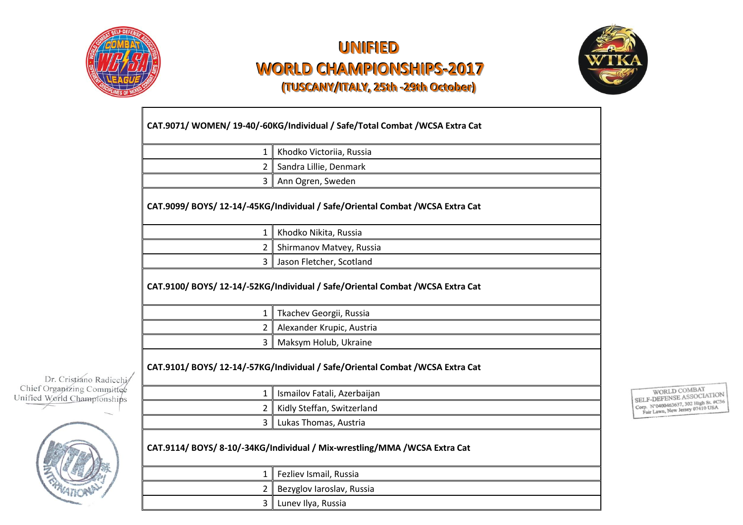# UNIFIED
# WORLD CHAMPIONSHIPS-2017
## (TUSCANY/ITALY, 25th -29th October)

| | |
|---|---|
| **CAT.9071/ WOMEN/ 19-40/-60KG/Individual / Safe/Total Combat /WCSA Extra Cat** | |
| 1 | Khodko Victoriia, Russia |
| 2 | Sandra Lillie, Denmark |
| 3 | Ann Ogren, Sweden |
| **CAT.9099/ BOYS/ 12-14/-45KG/Individual / Safe/Oriental Combat /WCSA Extra Cat** | |
| 1 | Khodko Nikita, Russia |
| 2 | Shirmanov Matvey, Russia |
| 3 | Jason Fletcher, Scotland |
| **CAT.9100/ BOYS/ 12-14/-52KG/Individual / Safe/Oriental Combat /WCSA Extra Cat** | |
| 1 | Tkachev Georgii, Russia |
| 2 | Alexander Krupic, Austria |
| 3 | Maksym Holub, Ukraine |
| **CAT.9101/ BOYS/ 12-14/-57KG/Individual / Safe/Oriental Combat /WCSA Extra Cat** | |
| 1 | Ismailov Fatali, Azerbaijan |
| 2 | Kidly Steffan, Switzerland |
| 3 | Lukas Thomas, Austria |
| **CAT.9114/ BOYS/ 8-10/-34KG/Individual / Mix-wrestling/MMA /WCSA Extra Cat** | |
| 1 | Fezliev Ismail, Russia |
| 2 | Bezyglov Iaroslav, Russia |
| 3 | Lunev Ilya, Russia |

Dr. Cristiano Radicchi
Chief Organizing Committee
Unified World Championships

WORLD COMBAT
SELF-DEFENSE ASSOCIATION
Corp. N°0400463637, 302 High St. #C36
Fair Lawn, New Jersey 07410 USA